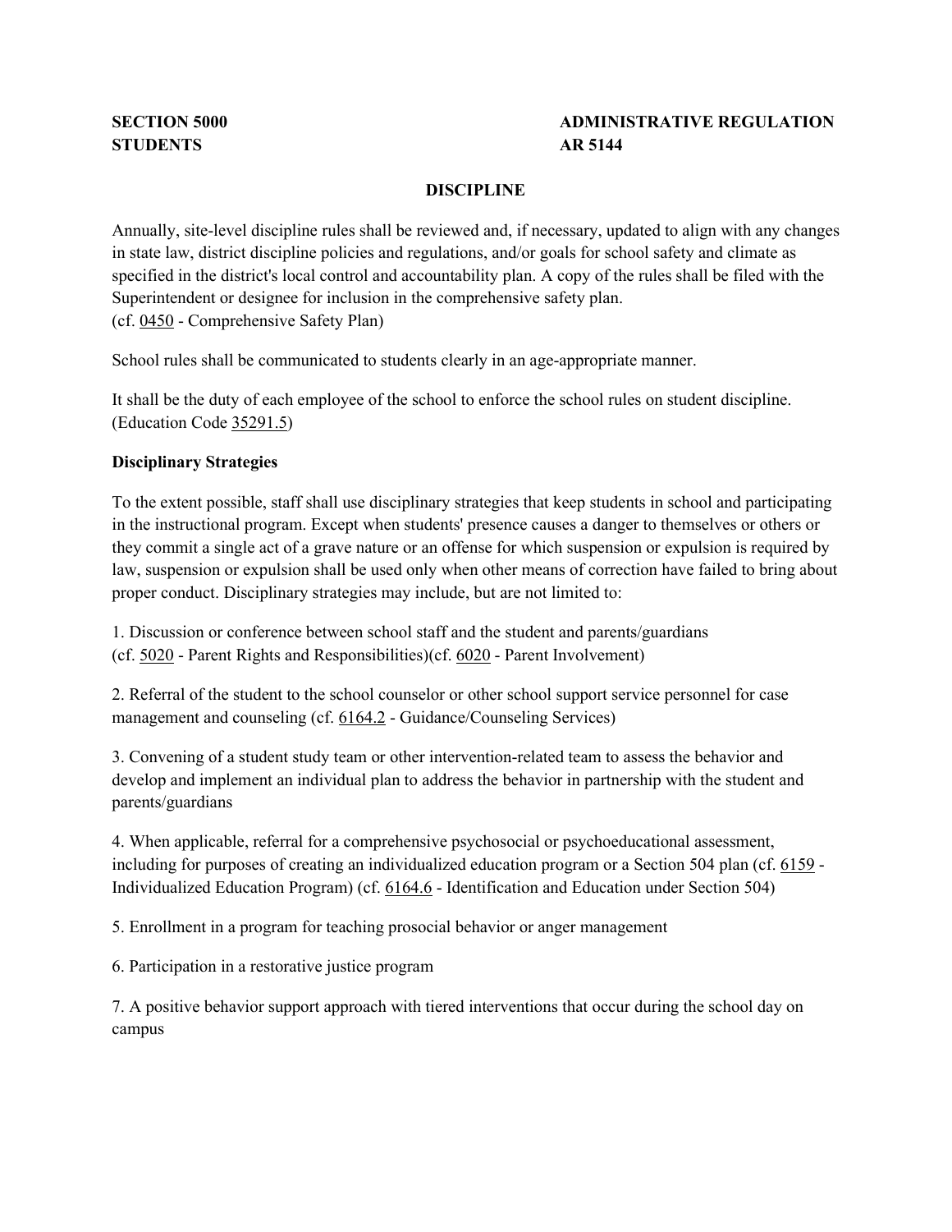**SECTION 5000**
**STUDENTS**

**ADMINISTRATIVE REGULATION**
**AR 5144**

## DISCIPLINE

Annually, site-level discipline rules shall be reviewed and, if necessary, updated to align with any changes in state law, district discipline policies and regulations, and/or goals for school safety and climate as specified in the district's local control and accountability plan. A copy of the rules shall be filed with the Superintendent or designee for inclusion in the comprehensive safety plan.
(cf. 0450 - Comprehensive Safety Plan)

School rules shall be communicated to students clearly in an age-appropriate manner.

It shall be the duty of each employee of the school to enforce the school rules on student discipline. (Education Code 35291.5)

### Disciplinary Strategies

To the extent possible, staff shall use disciplinary strategies that keep students in school and participating in the instructional program. Except when students' presence causes a danger to themselves or others or they commit a single act of a grave nature or an offense for which suspension or expulsion is required by law, suspension or expulsion shall be used only when other means of correction have failed to bring about proper conduct. Disciplinary strategies may include, but are not limited to:

1. Discussion or conference between school staff and the student and parents/guardians (cf. 5020 - Parent Rights and Responsibilities)(cf. 6020 - Parent Involvement)

2. Referral of the student to the school counselor or other school support service personnel for case management and counseling (cf. 6164.2 - Guidance/Counseling Services)

3. Convening of a student study team or other intervention-related team to assess the behavior and develop and implement an individual plan to address the behavior in partnership with the student and parents/guardians

4. When applicable, referral for a comprehensive psychosocial or psychoeducational assessment, including for purposes of creating an individualized education program or a Section 504 plan (cf. 6159 - Individualized Education Program) (cf. 6164.6 - Identification and Education under Section 504)

5. Enrollment in a program for teaching prosocial behavior or anger management

6. Participation in a restorative justice program

7. A positive behavior support approach with tiered interventions that occur during the school day on campus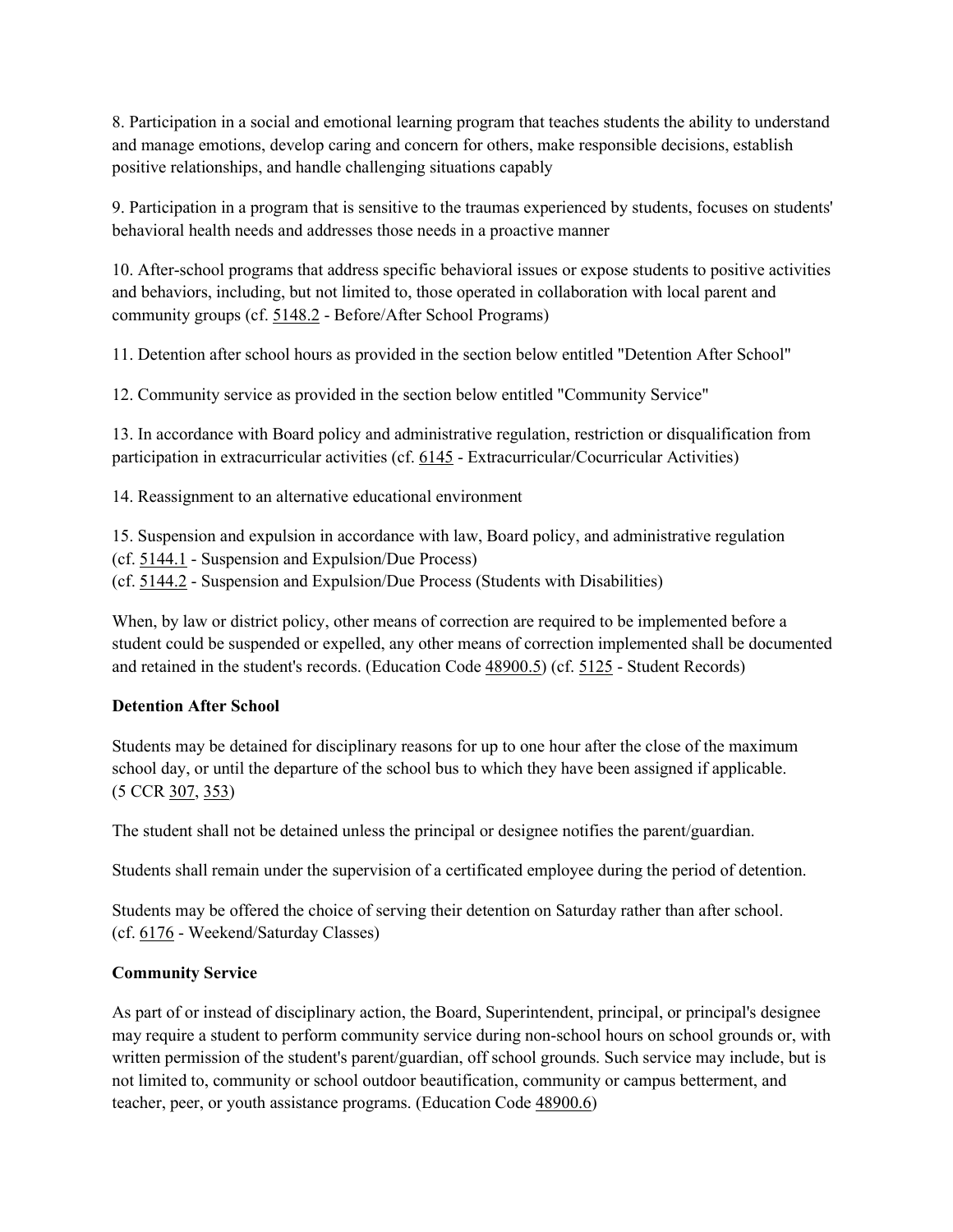8. Participation in a social and emotional learning program that teaches students the ability to understand and manage emotions, develop caring and concern for others, make responsible decisions, establish positive relationships, and handle challenging situations capably

9. Participation in a program that is sensitive to the traumas experienced by students, focuses on students' behavioral health needs and addresses those needs in a proactive manner

10. After-school programs that address specific behavioral issues or expose students to positive activities and behaviors, including, but not limited to, those operated in collaboration with local parent and community groups (cf. 5148.2 - Before/After School Programs)

11. Detention after school hours as provided in the section below entitled "Detention After School"

12. Community service as provided in the section below entitled "Community Service"

13. In accordance with Board policy and administrative regulation, restriction or disqualification from participation in extracurricular activities (cf. 6145 - Extracurricular/Cocurricular Activities)

14. Reassignment to an alternative educational environment

15. Suspension and expulsion in accordance with law, Board policy, and administrative regulation
(cf. 5144.1 - Suspension and Expulsion/Due Process)
(cf. 5144.2 - Suspension and Expulsion/Due Process (Students with Disabilities)

When, by law or district policy, other means of correction are required to be implemented before a student could be suspended or expelled, any other means of correction implemented shall be documented and retained in the student's records. (Education Code 48900.5) (cf. 5125 - Student Records)

**Detention After School**

Students may be detained for disciplinary reasons for up to one hour after the close of the maximum school day, or until the departure of the school bus to which they have been assigned if applicable. (5 CCR 307, 353)

The student shall not be detained unless the principal or designee notifies the parent/guardian.

Students shall remain under the supervision of a certificated employee during the period of detention.

Students may be offered the choice of serving their detention on Saturday rather than after school. (cf. 6176 - Weekend/Saturday Classes)

**Community Service**

As part of or instead of disciplinary action, the Board, Superintendent, principal, or principal's designee may require a student to perform community service during non-school hours on school grounds or, with written permission of the student's parent/guardian, off school grounds. Such service may include, but is not limited to, community or school outdoor beautification, community or campus betterment, and teacher, peer, or youth assistance programs. (Education Code 48900.6)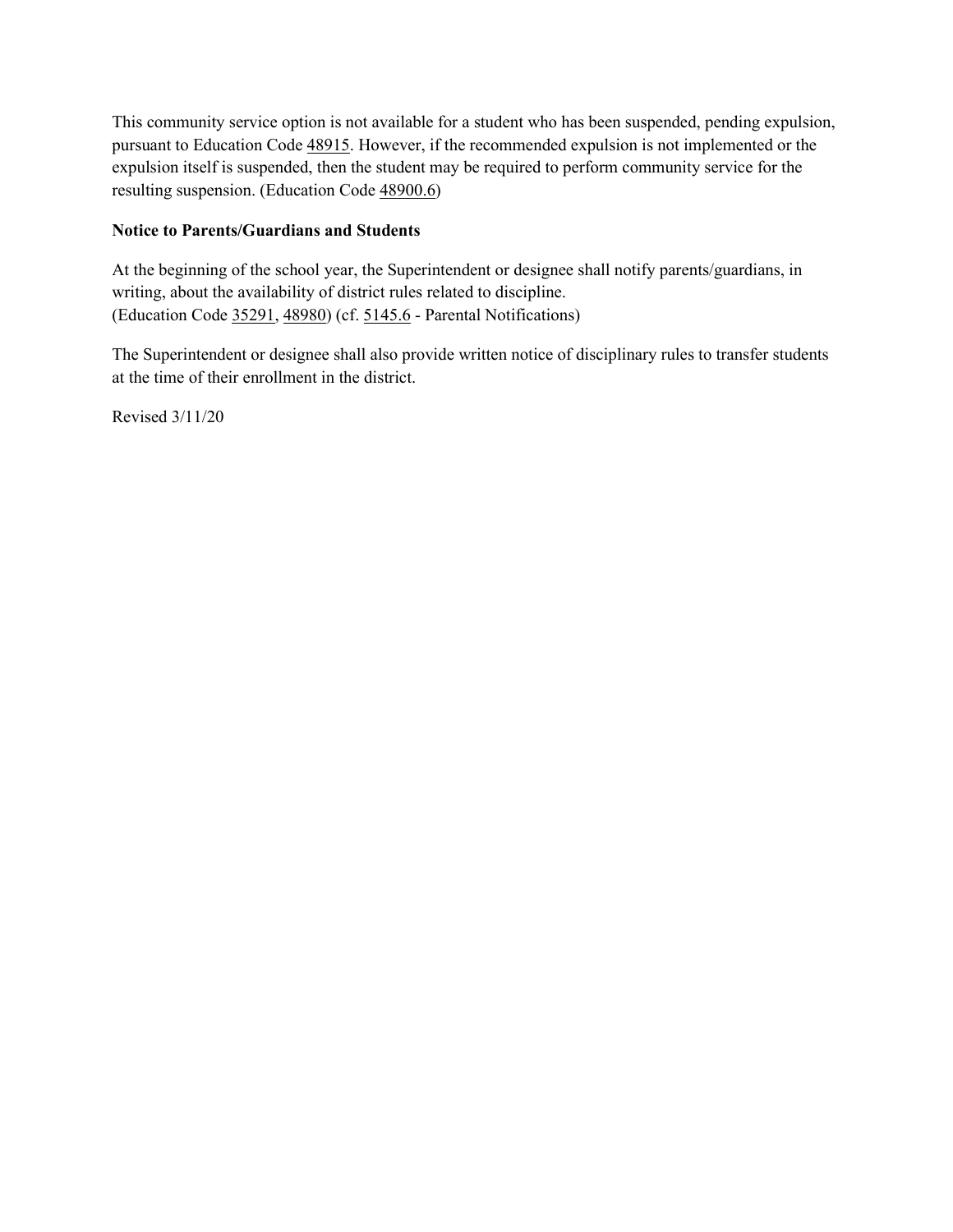This community service option is not available for a student who has been suspended, pending expulsion, pursuant to Education Code 48915. However, if the recommended expulsion is not implemented or the expulsion itself is suspended, then the student may be required to perform community service for the resulting suspension. (Education Code 48900.6)

**Notice to Parents/Guardians and Students**

At the beginning of the school year, the Superintendent or designee shall notify parents/guardians, in writing, about the availability of district rules related to discipline.
(Education Code 35291, 48980) (cf. 5145.6 - Parental Notifications)

The Superintendent or designee shall also provide written notice of disciplinary rules to transfer students at the time of their enrollment in the district.

Revised 3/11/20